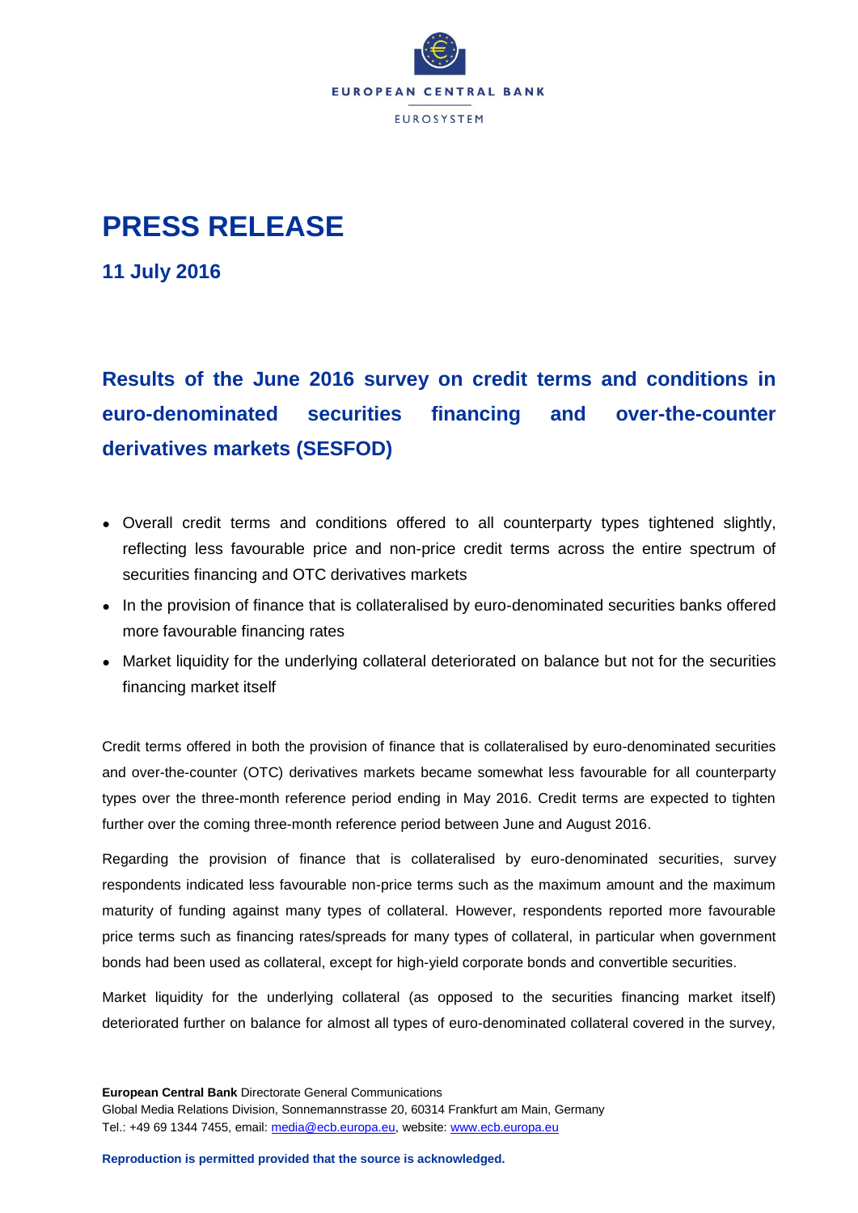EUROPEAN CENTRAL BANK

EUROSYSTEM

# PRESS RELEASE

**11 July 2016**

## Results of the June 2016 survey on credit terms and conditions in euro-denominated securities financing and over-the-counter derivatives markets (SESFOD)

- Overall credit terms and conditions offered to all counterparty types tightened slightly, reflecting less favourable price and non-price credit terms across the entire spectrum of securities financing and OTC derivatives markets
- In the provision of finance that is collateralised by euro-denominated securities banks offered more favourable financing rates
- Market liquidity for the underlying collateral deteriorated on balance but not for the securities financing market itself

Credit terms offered in both the provision of finance that is collateralised by euro-denominated securities and over-the-counter (OTC) derivatives markets became somewhat less favourable for all counterparty types over the three-month reference period ending in May 2016. Credit terms are expected to tighten further over the coming three-month reference period between June and August 2016.

Regarding the provision of finance that is collateralised by euro-denominated securities, survey respondents indicated less favourable non-price terms such as the maximum amount and the maximum maturity of funding against many types of collateral. However, respondents reported more favourable price terms such as financing rates/spreads for many types of collateral, in particular when government bonds had been used as collateral, except for high-yield corporate bonds and convertible securities.

Market liquidity for the underlying collateral (as opposed to the securities financing market itself) deteriorated further on balance for almost all types of euro-denominated collateral covered in the survey,

**European Central Bank** Directorate General Communications
Global Media Relations Division, Sonnemannstrasse 20, 60314 Frankfurt am Main, Germany
Tel.: +49 69 1344 7455, email: media@ecb.europa.eu, website: www.ecb.europa.eu

**Reproduction is permitted provided that the source is acknowledged.**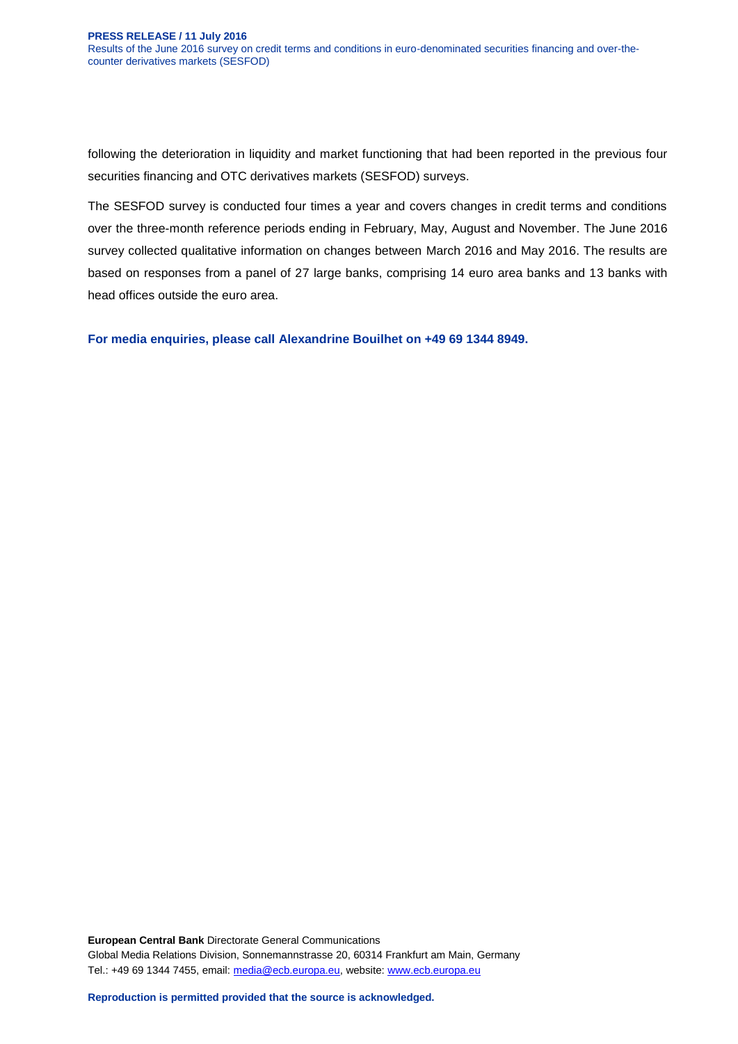following the deterioration in liquidity and market functioning that had been reported in the previous four securities financing and OTC derivatives markets (SESFOD) surveys.

The SESFOD survey is conducted four times a year and covers changes in credit terms and conditions over the three-month reference periods ending in February, May, August and November. The June 2016 survey collected qualitative information on changes between March 2016 and May 2016. The results are based on responses from a panel of 27 large banks, comprising 14 euro area banks and 13 banks with head offices outside the euro area.

**For media enquiries, please call Alexandrine Bouilhet on +49 69 1344 8949.**

**European Central Bank** Directorate General Communications
Global Media Relations Division, Sonnemannstrasse 20, 60314 Frankfurt am Main, Germany
Tel.: +49 69 1344 7455, email: media@ecb.europa.eu, website: www.ecb.europa.eu

**Reproduction is permitted provided that the source is acknowledged.**